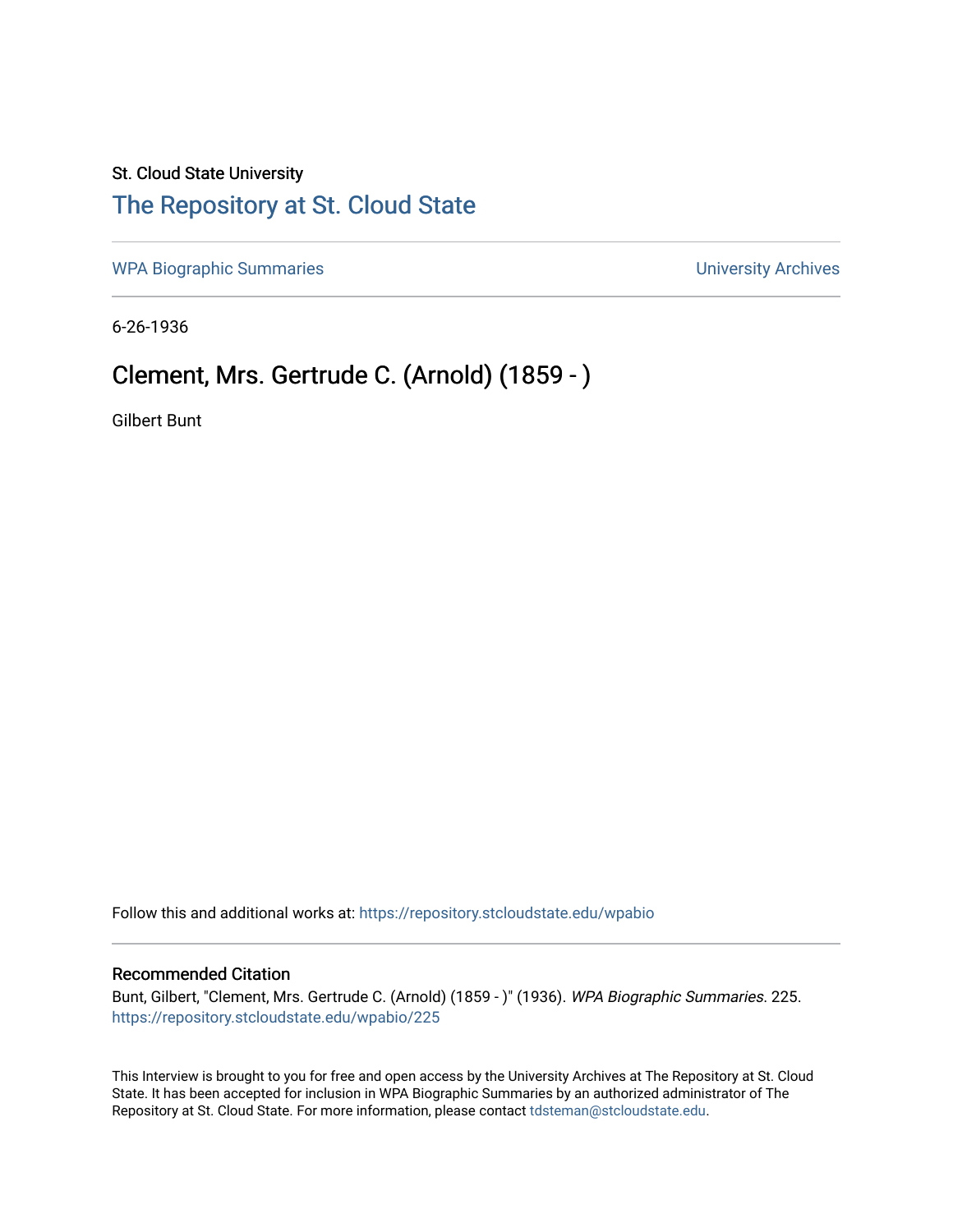St. Cloud State University

## The Repository at St. Cloud State

WPA Biographic Summaries

University Archives

6-26-1936

# Clement, Mrs. Gertrude C. (Arnold) (1859 - )

Gilbert Bunt

Follow this and additional works at: https://repository.stcloudstate.edu/wpabio

### Recommended Citation

Bunt, Gilbert, "Clement, Mrs. Gertrude C. (Arnold) (1859 - )" (1936). *WPA Biographic Summaries*. 225.
https://repository.stcloudstate.edu/wpabio/225

This Interview is brought to you for free and open access by the University Archives at The Repository at St. Cloud State. It has been accepted for inclusion in WPA Biographic Summaries by an authorized administrator of The Repository at St. Cloud State. For more information, please contact tdsteman@stcloudstate.edu.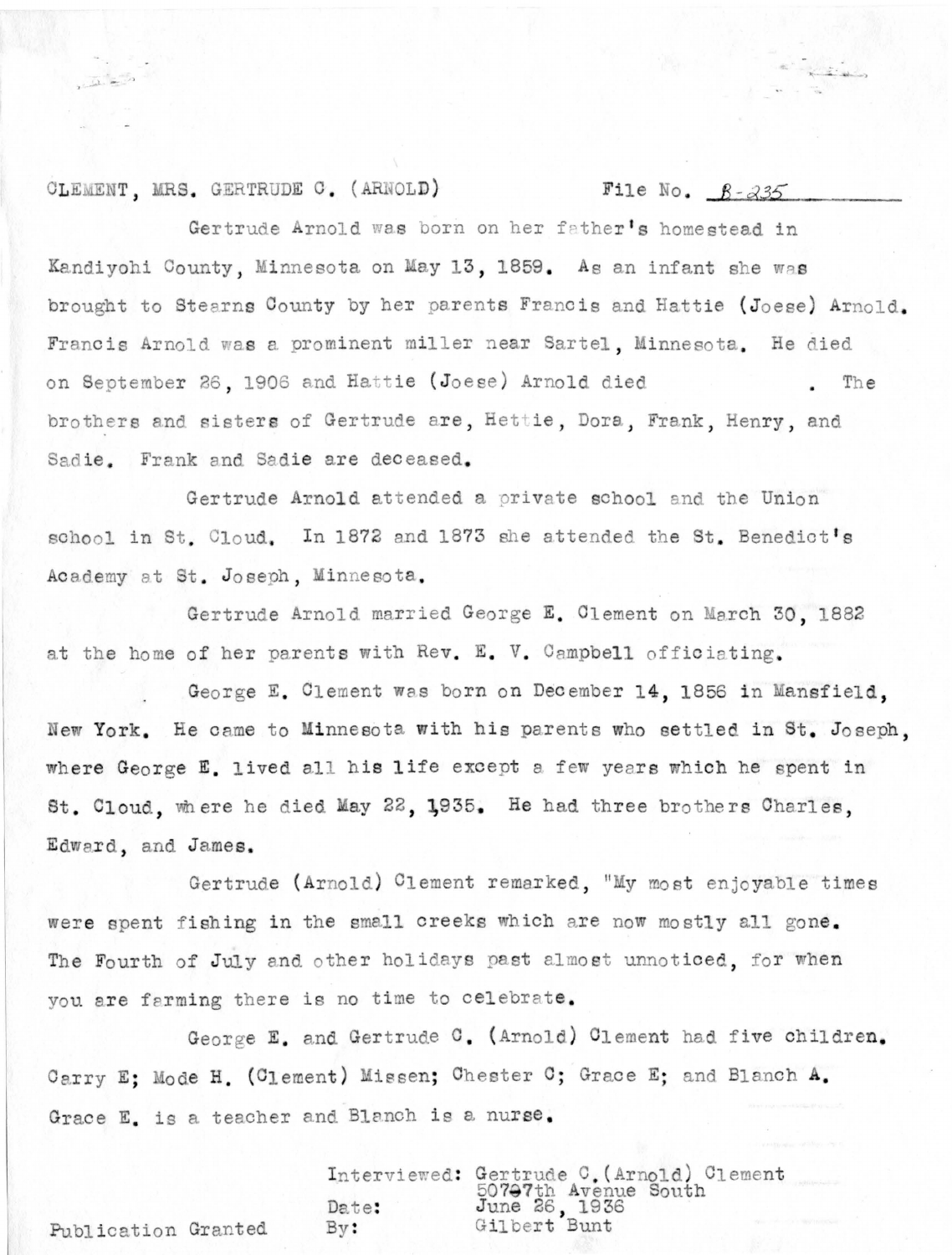CLEMENT, MRS. GERTRUDE C. (ARNOLD) File No. B-235

Gertrude Arnold was born on her father's homestead in Kandiyohi County, Minnesota on May 13, 1859. As an infant she was brought to Stearns County by her parents Francis and Hattie (Joese) Arnold. Francis Arnold was a prominent miller near Sartel, Minnesota. He died on September 26, 1906 and Hattie (Joese) Arnold died . The brothers and sisters of Gertrude are, Hettie, Dora, Frank, Henry, and Sadie. Frank and Sadie are deceased.

Gertrude Arnold attended a private school and the Union school in St. Cloud. In 1872 and 1873 she attended the St. Benedict's Academy at St. Joseph, Minnesota.

Gertrude Arnold married George E. Clement on March 30, 1882 at the home of her parents with Rev. E. V. Campbell officiating.

George E. Clement was born on December 14, 1856 in Mansfield, New York. He came to Minnesota with his parents who settled in St. Joseph, where George E. lived all his life except a few years which he spent in St. Cloud, where he died May 22, 1935. He had three brothers Charles, Edward, and James.

Gertrude (Arnold) Clement remarked, "My most enjoyable times were spent fishing in the small creeks which are now mostly all gone. The Fourth of July and other holidays past almost unnoticed, for when you are farming there is no time to celebrate.

George E. and Gertrude C. (Arnold) Clement had five children. Carry E; Mode H. (Clement) Missen; Chester C; Grace E; and Blanch A. Grace E. is a teacher and Blanch is a nurse.

Interviewed: Gertrude C. (Arnold) Clement
507 7th Avenue South
Date: June 26, 1936
By: Gilbert Bunt

Publication Granted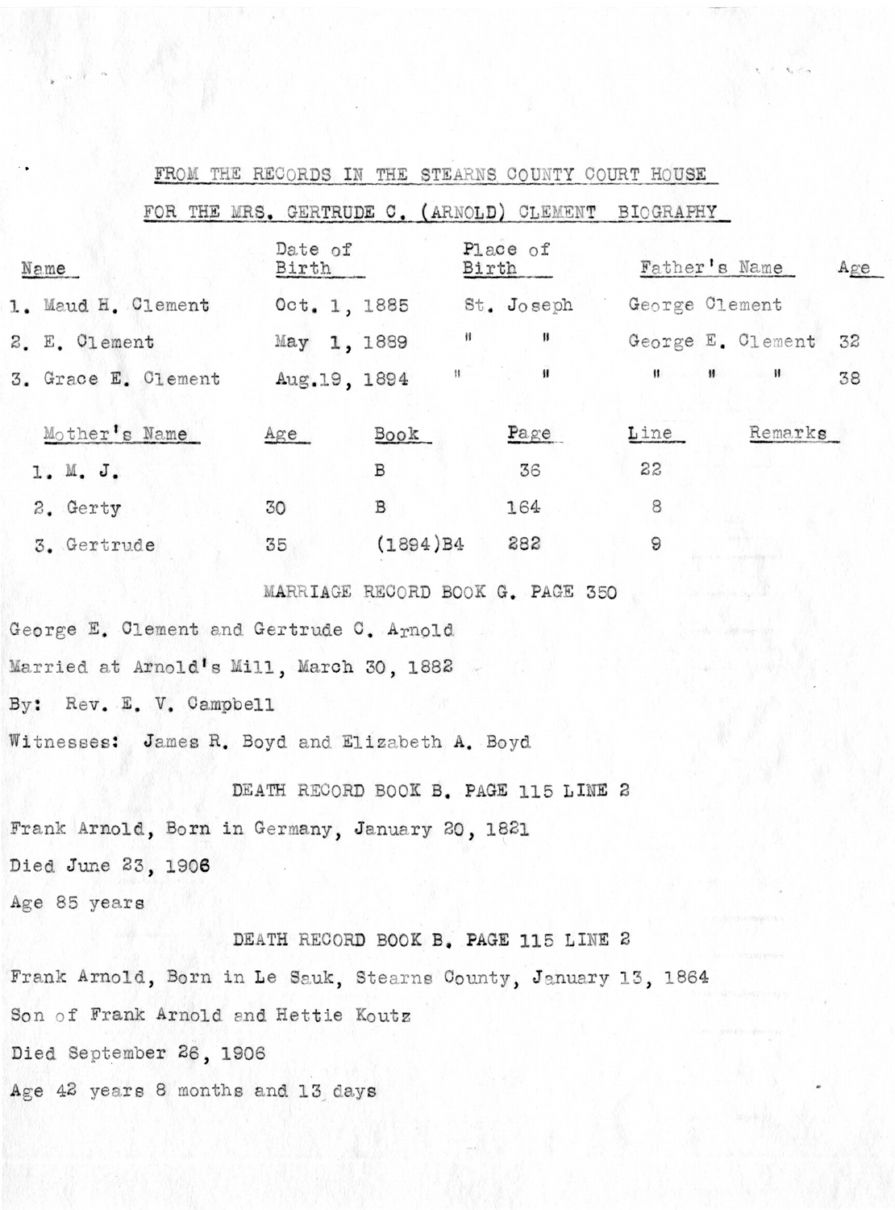FROM THE RECORDS IN THE STEARNS COUNTY COURT HOUSE

FOR THE MRS. GERTRUDE C. (ARNOLD) CLEMENT BIOGRAPHY

| Name | Date of Birth | Place of Birth | Father's Name | Age |
|---|---|---|---|---|
| 1. Maud H. Clement | Oct. 1, 1885 | St. Joseph | George Clement | |
| 2. E. Clement | May 1, 1889 | " " | George E. Clement | 32 |
| 3. Grace E. Clement | Aug.19, 1894 | " " | " " " | 38 |

| Mother's Name | Age | Book | Page | Line | Remarks |
|---|---|---|---|---|---|
| 1. M. J. | | B | 36 | 22 | |
| 2. Gerty | 30 | B | 164 | 8 | |
| 3. Gertrude | 35 | (1894)B4 | 282 | 9 | |

MARRIAGE RECORD BOOK G. PAGE 350

George E. Clement and Gertrude C. Arnold

Married at Arnold's Mill, March 30, 1882

By: Rev. E. V. Campbell

Witnesses: James R. Boyd and Elizabeth A. Boyd

DEATH RECORD BOOK B. PAGE 115 LINE 2

Frank Arnold, Born in Germany, January 20, 1821

Died June 23, 1906

Age 85 years

DEATH RECORD BOOK B. PAGE 115 LINE 2

Frank Arnold, Born in Le Sauk, Stearns County, January 13, 1864

Son of Frank Arnold and Hettie Koutz

Died September 26, 1906

Age 42 years 8 months and 13 days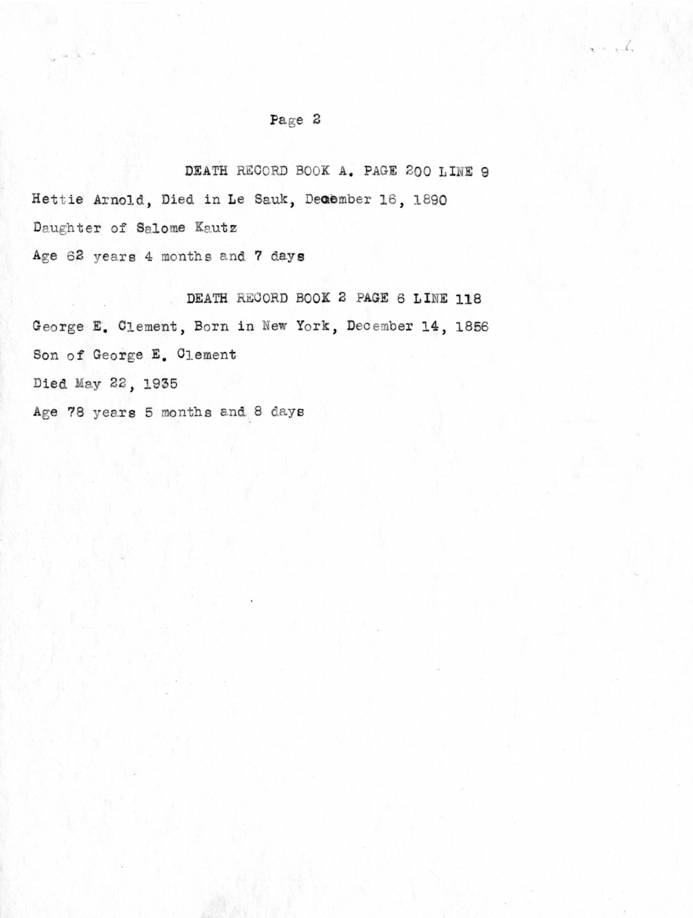DEATH RECORD BOOK A. PAGE 200 LINE 9

Hettie Arnold, Died in Le Sauk, December 16, 1890

Daughter of Salome Kautz

Age 62 years 4 months and 7 days

DEATH RECORD BOOK 2 PAGE 6 LINE 118

George E. Clement, Born in New York, December 14, 1856

Son of George E. Clement

Died May 22, 1935

Age 78 years 5 months and 8 days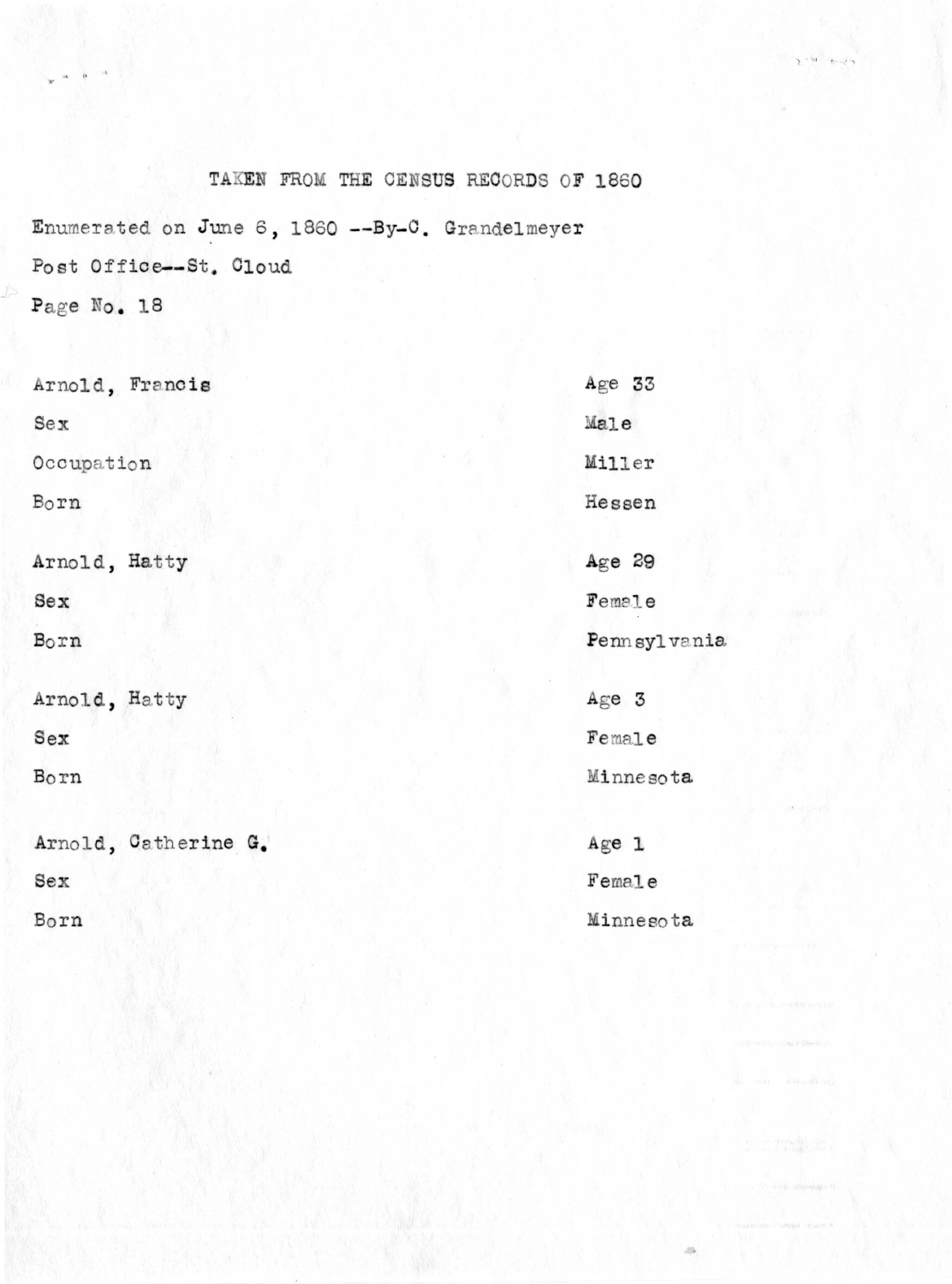TAKEN FROM THE CENSUS RECORDS OF 1860

Enumerated on June 6, 1860 --By-C. Grandelmeyer

Post Office--St. Cloud

Page No. 18

| | |
|---|---|
| Arnold, Francis | Age 33 |
| Sex | Male |
| Occupation | Miller |
| Born | Hessen |
| | |
| Arnold, Hatty | Age 29 |
| Sex | Female |
| Born | Pennsylvania |
| | |
| Arnold, Hatty | Age 3 |
| Sex | Female |
| Born | Minnesota |
| | |
| Arnold, Catherine G. | Age 1 |
| Sex | Female |
| Born | Minnesota |